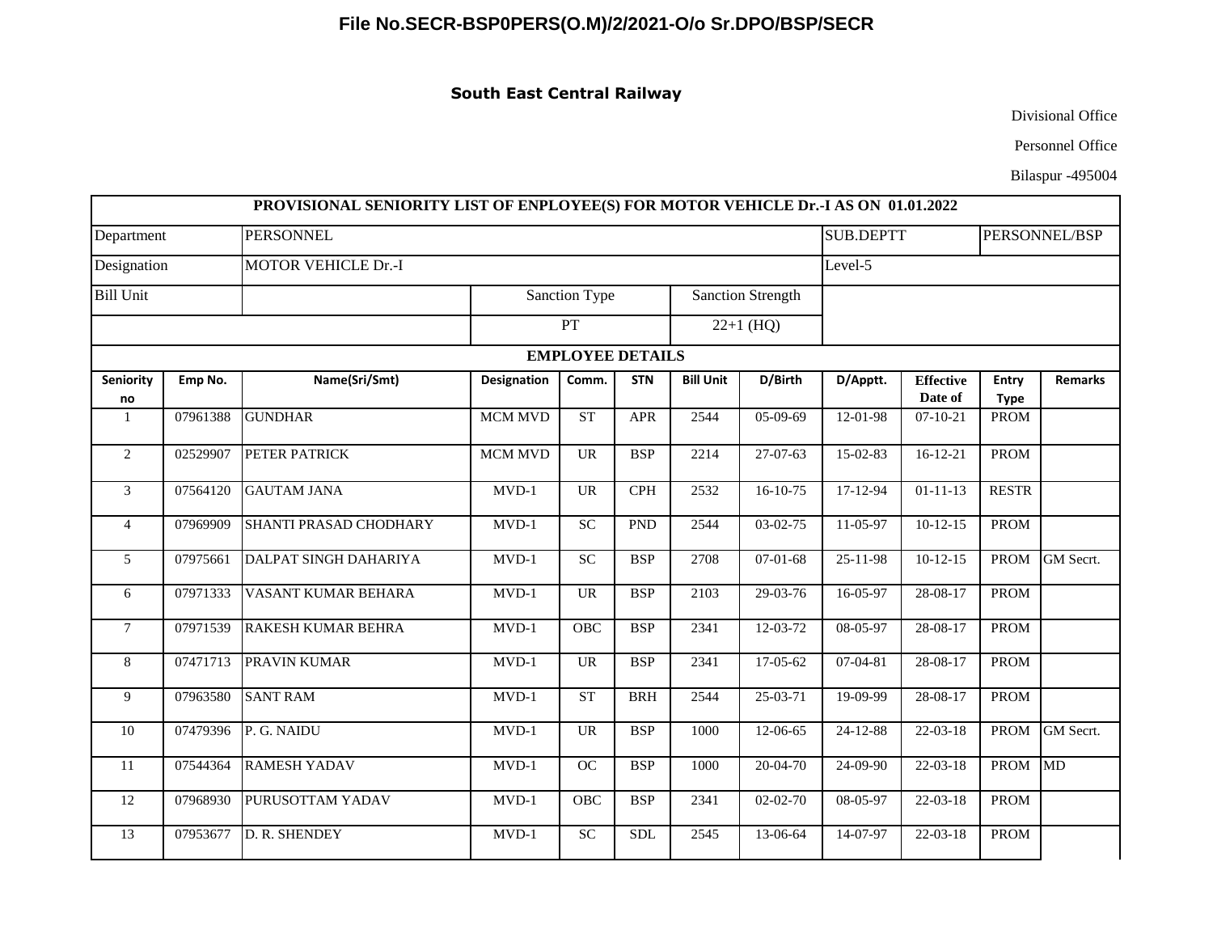# File No.SECR-BSP0PERS(O.M)/2/2021-O/o Sr.DPO/BSP/SECR

## South East Central Railway

Divisional Office

Personnel Office

Bilaspur -495004

| PROVISIONAL SENIORITY LIST OF ENPLOYEE(S) FOR MOTOR VEHICLE Dr.-I AS ON 01.01.2022 | | | | | | | | | | | |
|---|---|---|---|---|---|---|---|---|---|---|---|
| Department | | PERSONNEL | | | | | | SUB.DEPTT | | PERSONNEL/BSP | |
| Designation | | MOTOR VEHICLE Dr.-I | | | | | | Level-5 | | | |
| Bill Unit | | | Sanction Type | | | Sanction Strength | | | | | |
| | | | PT | | | 22+1 (HQ) | | | | | |
| EMPLOYEE DETAILS | | | | | | | | | | | |
| Seniority no | Emp No. | Name(Sri/Smt) | Designation | Comm. | STN | Bill Unit | D/Birth | D/Apptt. | Effective Date of | Entry Type | Remarks |
| 1 | 07961388 | GUNDHAR | MCM MVD | ST | APR | 2544 | 05-09-69 | 12-01-98 | 07-10-21 | PROM | |
| 2 | 02529907 | PETER PATRICK | MCM MVD | UR | BSP | 2214 | 27-07-63 | 15-02-83 | 16-12-21 | PROM | |
| 3 | 07564120 | GAUTAM JANA | MVD-1 | UR | CPH | 2532 | 16-10-75 | 17-12-94 | 01-11-13 | RESTR | |
| 4 | 07969909 | SHANTI PRASAD CHODHARY | MVD-1 | SC | PND | 2544 | 03-02-75 | 11-05-97 | 10-12-15 | PROM | |
| 5 | 07975661 | DALPAT SINGH DAHARIYA | MVD-1 | SC | BSP | 2708 | 07-01-68 | 25-11-98 | 10-12-15 | PROM | GM Secrt. |
| 6 | 07971333 | VASANT KUMAR BEHARA | MVD-1 | UR | BSP | 2103 | 29-03-76 | 16-05-97 | 28-08-17 | PROM | |
| 7 | 07971539 | RAKESH KUMAR BEHRA | MVD-1 | OBC | BSP | 2341 | 12-03-72 | 08-05-97 | 28-08-17 | PROM | |
| 8 | 07471713 | PRAVIN KUMAR | MVD-1 | UR | BSP | 2341 | 17-05-62 | 07-04-81 | 28-08-17 | PROM | |
| 9 | 07963580 | SANT RAM | MVD-1 | ST | BRH | 2544 | 25-03-71 | 19-09-99 | 28-08-17 | PROM | |
| 10 | 07479396 | P. G. NAIDU | MVD-1 | UR | BSP | 1000 | 12-06-65 | 24-12-88 | 22-03-18 | PROM | GM Secrt. |
| 11 | 07544364 | RAMESH YADAV | MVD-1 | OC | BSP | 1000 | 20-04-70 | 24-09-90 | 22-03-18 | PROM | MD |
| 12 | 07968930 | PURUSOTTAM YADAV | MVD-1 | OBC | BSP | 2341 | 02-02-70 | 08-05-97 | 22-03-18 | PROM | |
| 13 | 07953677 | D. R. SHENDEY | MVD-1 | SC | SDL | 2545 | 13-06-64 | 14-07-97 | 22-03-18 | PROM | |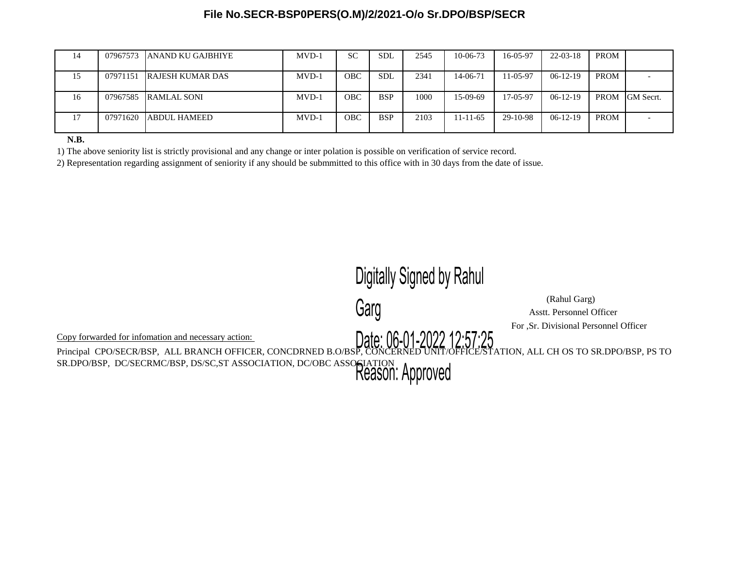**File No.SECR-BSP0PERS(O.M)/2/2021-O/o Sr.DPO/BSP/SECR**

| | | | | | | | | | | | |
|---|---|---|---|---|---|---|---|---|---|---|---|
| 14 | 07967573 | ANAND KU GAJBHIYE | MVD-1 | SC | SDL | 2545 | 10-06-73 | 16-05-97 | 22-03-18 | PROM | |
| 15 | 07971151 | RAJESH KUMAR DAS | MVD-1 | OBC | SDL | 2341 | 14-06-71 | 11-05-97 | 06-12-19 | PROM | - |
| 16 | 07967585 | RAMLAL SONI | MVD-1 | OBC | BSP | 1000 | 15-09-69 | 17-05-97 | 06-12-19 | PROM | GM Secrt. |
| 17 | 07971620 | ABDUL HAMEED | MVD-1 | OBC | BSP | 2103 | 11-11-65 | 29-10-98 | 06-12-19 | PROM | - |

**N.B.**

1) The above seniority list is strictly provisional and any change or inter polation is possible on verification of service record.

2) Representation regarding assignment of seniority if any should be submmitted to this office with in 30 days from the date of issue.

Digitally Signed by Rahul Garg
Date: 06-01-2022 12:57:25
Reason: Approved

(Rahul Garg)
Asstt. Personnel Officer
For ,Sr. Divisional Personnel Officer

Copy forwarded for infomation and necessary action:

Principal CPO/SECR/BSP, ALL BRANCH OFFICER, CONCDRNED B.O/BSP, CONCERNED UNIT/OFFICE/STATION, ALL CH OS TO SR.DPO/BSP, PS TO SR.DPO/BSP, DC/SECRMC/BSP, DS/SC,ST ASSOCIATION, DC/OBC ASSOCIATION